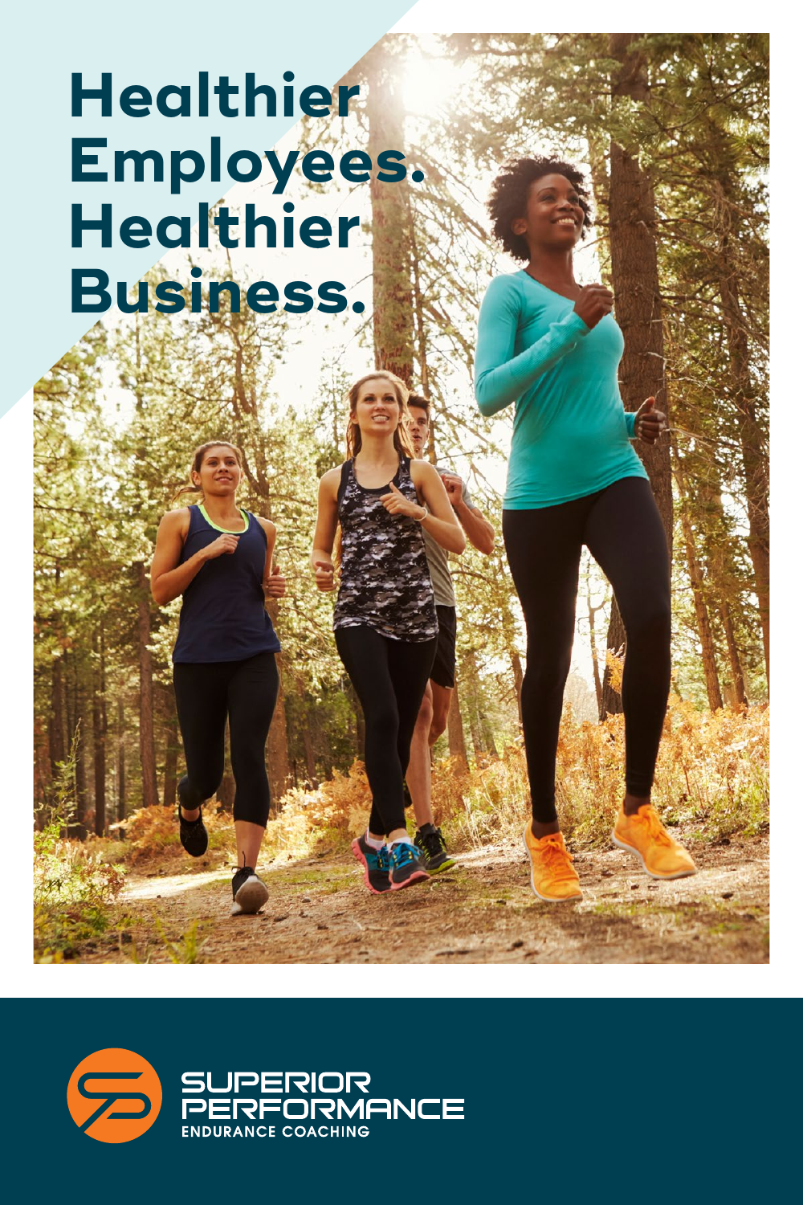# Healthier Employees. Healthier Business.

SUPERIOR PERFORMANCE
ENDURANCE COACHING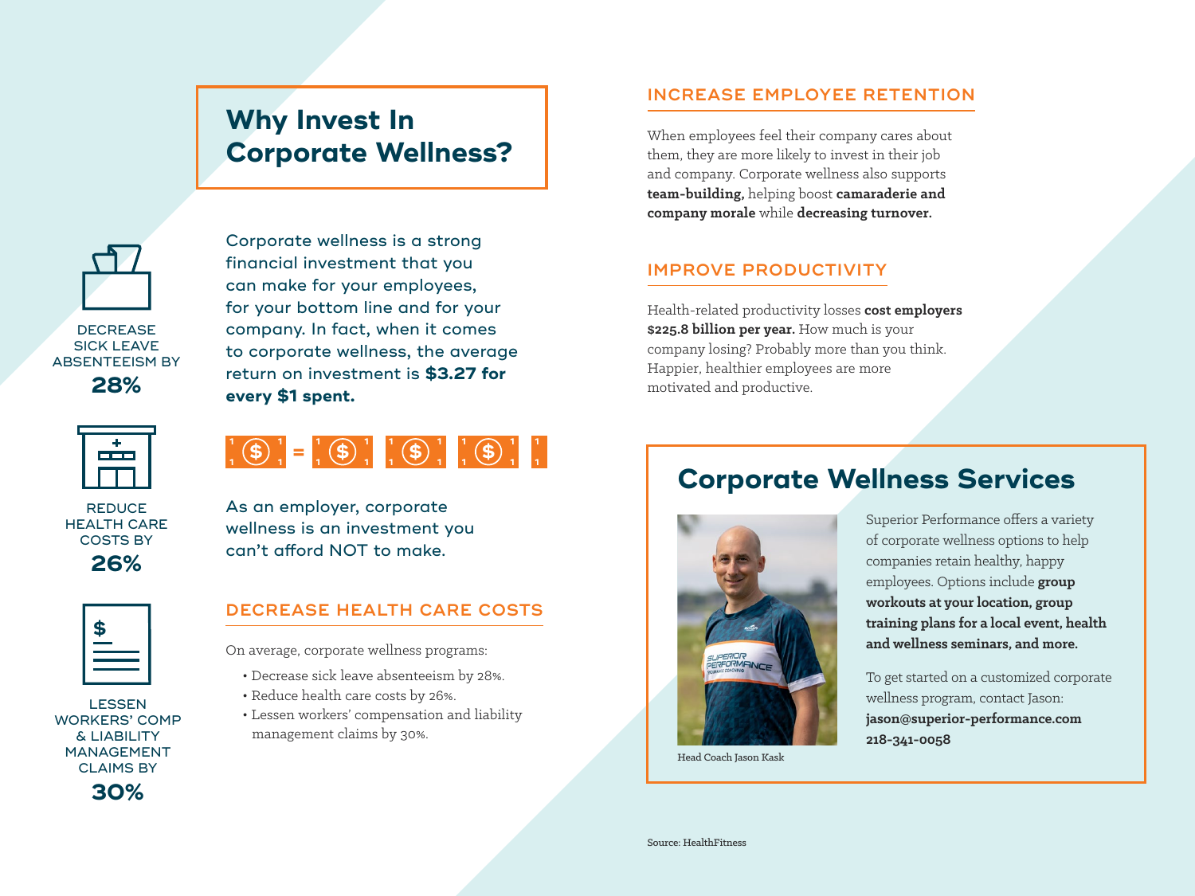DECREASE SICK LEAVE ABSENTEEISM BY **28%**

REDUCE HEALTH CARE COSTS BY **26%**

LESSEN WORKERS' COMP & LIABILITY MANAGEMENT CLAIMS BY **30%**

# Why Invest In Corporate Wellness?

Corporate wellness is a strong financial investment that you can make for your employees, for your bottom line and for your company. In fact, when it comes to corporate wellness, the average return on investment is **$3.27 for every $1 spent.**

As an employer, corporate wellness is an investment you can't afford NOT to make.

## DECREASE HEALTH CARE COSTS

On average, corporate wellness programs:

- Decrease sick leave absenteeism by 28%.
- Reduce health care costs by 26%.
- Lessen workers' compensation and liability management claims by 30%.

## INCREASE EMPLOYEE RETENTION

When employees feel their company cares about them, they are more likely to invest in their job and company. Corporate wellness also supports **team-building,** helping boost **camaraderie and company morale** while **decreasing turnover.**

## IMPROVE PRODUCTIVITY

Health-related productivity losses **cost employers $225.8 billion per year.** How much is your company losing? Probably more than you think. Happier, healthier employees are more motivated and productive.

# Corporate Wellness Services

Head Coach Jason Kask

Superior Performance offers a variety of corporate wellness options to help companies retain healthy, happy employees. Options include **group workouts at your location, group training plans for a local event, health and wellness seminars, and more.**

To get started on a customized corporate wellness program, contact Jason:
**jason@superior-performance.com**
**218-341-0058**

Source: HealthFitness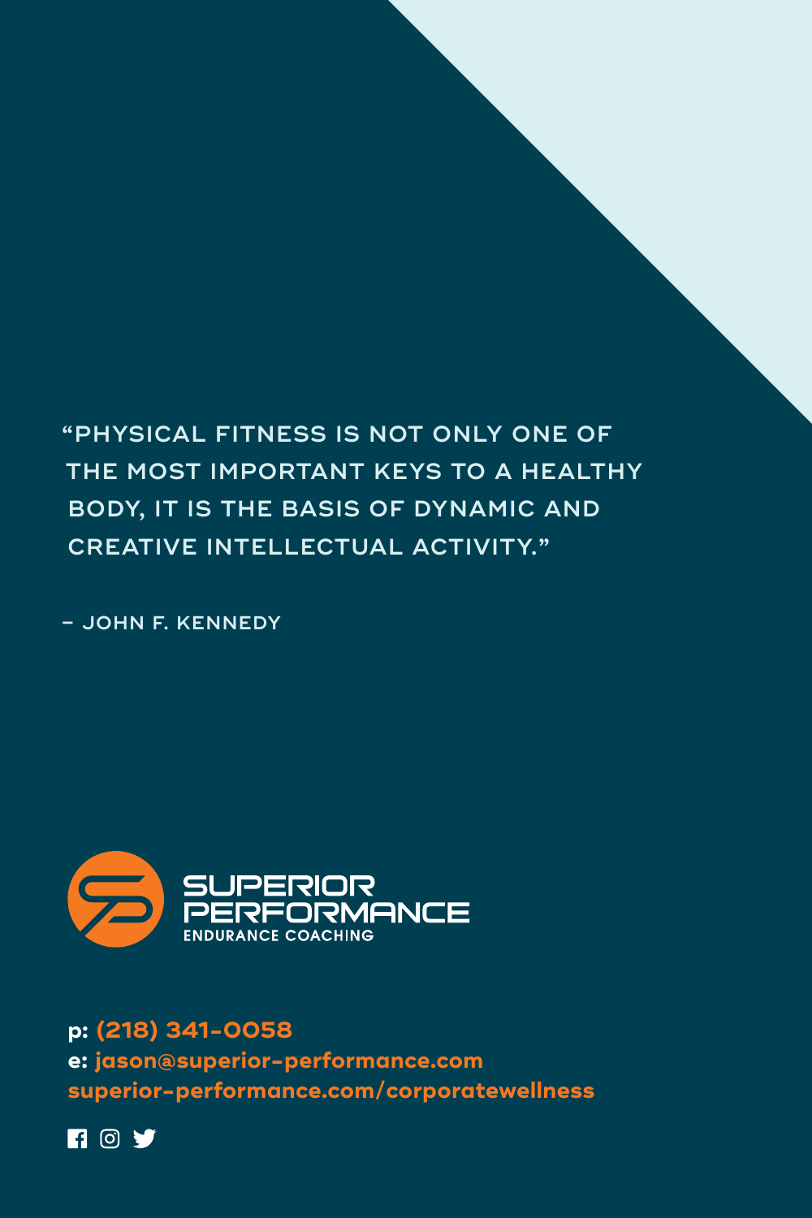"PHYSICAL FITNESS IS NOT ONLY ONE OF THE MOST IMPORTANT KEYS TO A HEALTHY BODY, IT IS THE BASIS OF DYNAMIC AND CREATIVE INTELLECTUAL ACTIVITY."

– JOHN F. KENNEDY

SUPERIOR PERFORMANCE
ENDURANCE COACHING

**p:** (218) 341-0058
**e:** jason@superior-performance.com
superior-performance.com/corporatewellness